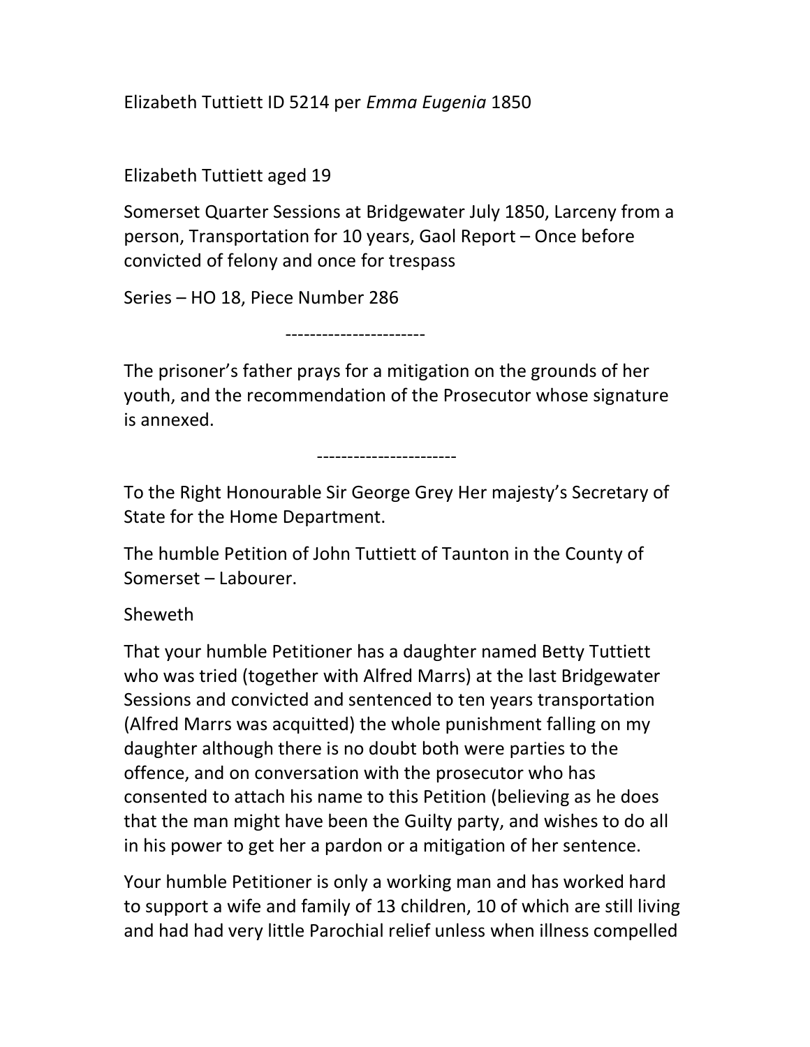Elizabeth Tuttiett ID 5214 per *Emma Eugenia* 1850

Elizabeth Tuttiett aged 19

Somerset Quarter Sessions at Bridgewater July 1850, Larceny from a person, Transportation for 10 years, Gaol Report – Once before convicted of felony and once for trespass

Series – HO 18, Piece Number 286

-----------------------

The prisoner's father prays for a mitigation on the grounds of her youth, and the recommendation of the Prosecutor whose signature is annexed.

-----------------------

To the Right Honourable Sir George Grey Her majesty's Secretary of State for the Home Department.

The humble Petition of John Tuttiett of Taunton in the County of Somerset – Labourer.

Sheweth

That your humble Petitioner has a daughter named Betty Tuttiett who was tried (together with Alfred Marrs) at the last Bridgewater Sessions and convicted and sentenced to ten years transportation (Alfred Marrs was acquitted) the whole punishment falling on my daughter although there is no doubt both were parties to the offence, and on conversation with the prosecutor who has consented to attach his name to this Petition (believing as he does that the man might have been the Guilty party, and wishes to do all in his power to get her a pardon or a mitigation of her sentence.

Your humble Petitioner is only a working man and has worked hard to support a wife and family of 13 children, 10 of which are still living and had had very little Parochial relief unless when illness compelled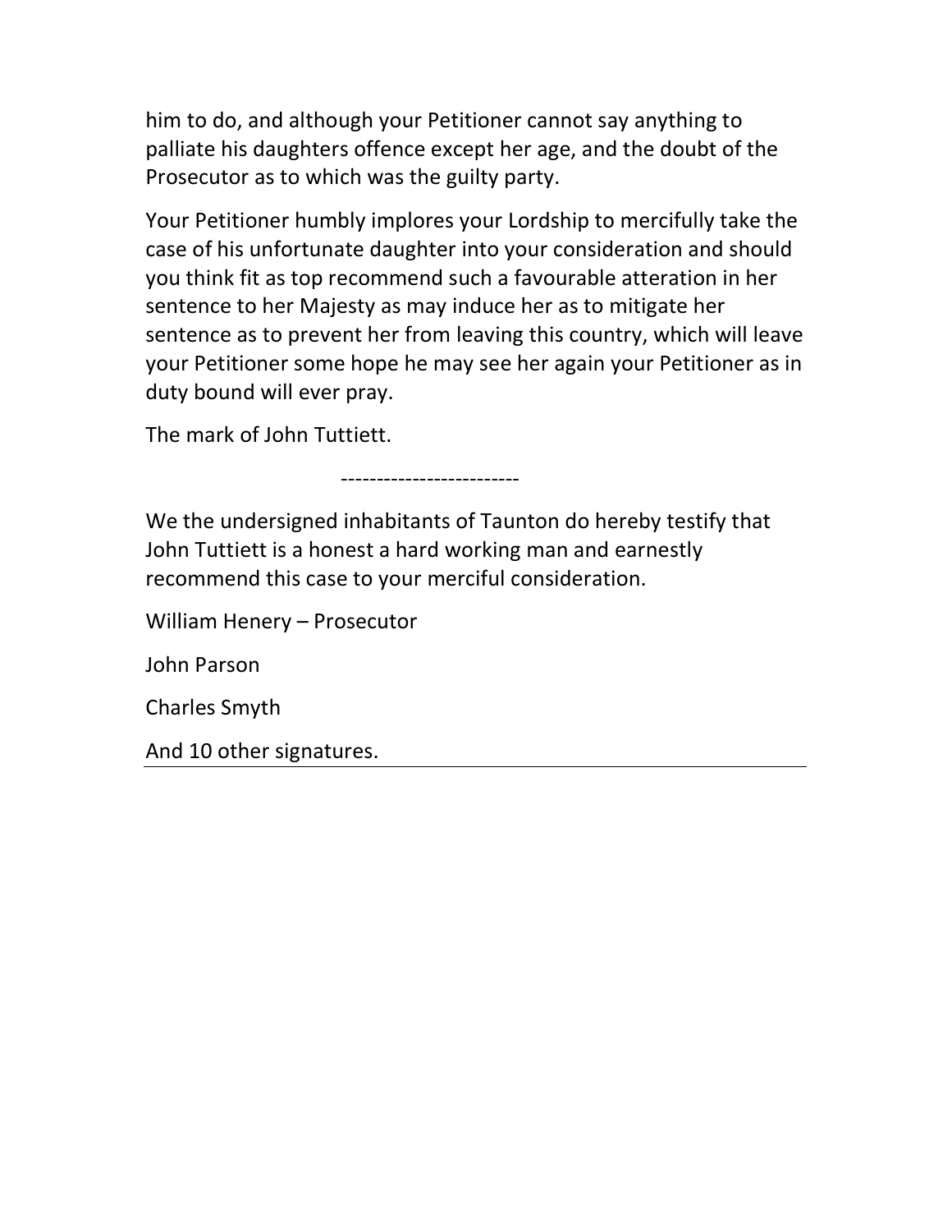him to do, and although your Petitioner cannot say anything to palliate his daughters offence except her age, and the doubt of the Prosecutor as to which was the guilty party.

Your Petitioner humbly implores your Lordship to mercifully take the case of his unfortunate daughter into your consideration and should you think fit as top recommend such a favourable atteration in her sentence to her Majesty as may induce her as to mitigate her sentence as to prevent her from leaving this country, which will leave your Petitioner some hope he may see her again your Petitioner as in duty bound will ever pray.

The mark of John Tuttiett.

-------------------------

We the undersigned inhabitants of Taunton do hereby testify that John Tuttiett is a honest a hard working man and earnestly recommend this case to your merciful consideration.

William Henery – Prosecutor

John Parson

Charles Smyth

And 10 other signatures.